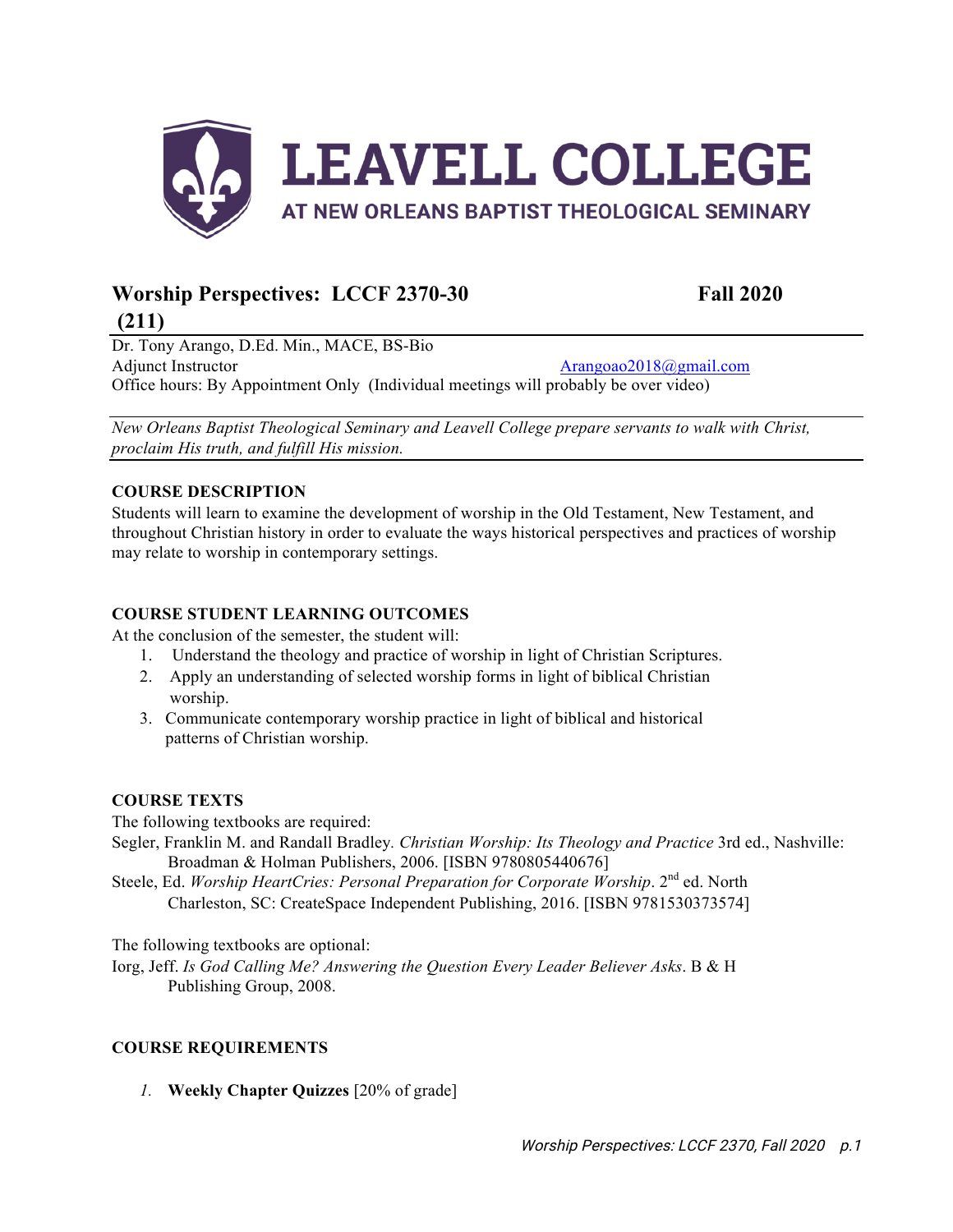# LEAVELL COLLEGE

AT NEW ORLEANS BAPTIST THEOLOGICAL SEMINARY

## Worship Perspectives: LCCF 2370-30 (211) — Fall 2020

Dr. Tony Arango, D.Ed. Min., MACE, BS-Bio
Adjunct Instructor — Arangoao2018@gmail.com
Office hours: By Appointment Only (Individual meetings will probably be over video)

*New Orleans Baptist Theological Seminary and Leavell College prepare servants to walk with Christ, proclaim His truth, and fulfill His mission.*

### COURSE DESCRIPTION

Students will learn to examine the development of worship in the Old Testament, New Testament, and throughout Christian history in order to evaluate the ways historical perspectives and practices of worship may relate to worship in contemporary settings.

### COURSE STUDENT LEARNING OUTCOMES

At the conclusion of the semester, the student will:

1. Understand the theology and practice of worship in light of Christian Scriptures.
2. Apply an understanding of selected worship forms in light of biblical Christian worship.
3. Communicate contemporary worship practice in light of biblical and historical patterns of Christian worship.

### COURSE TEXTS

The following textbooks are required:

Segler, Franklin M. and Randall Bradley. *Christian Worship: Its Theology and Practice* 3rd ed., Nashville: Broadman & Holman Publishers, 2006. [ISBN 9780805440676]

Steele, Ed. *Worship HeartCries: Personal Preparation for Corporate Worship*. 2nd ed. North Charleston, SC: CreateSpace Independent Publishing, 2016. [ISBN 9781530373574]

The following textbooks are optional:

Iorg, Jeff. *Is God Calling Me? Answering the Question Every Leader Believer Asks*. B & H Publishing Group, 2008.

### COURSE REQUIREMENTS

1. **Weekly Chapter Quizzes** [20% of grade]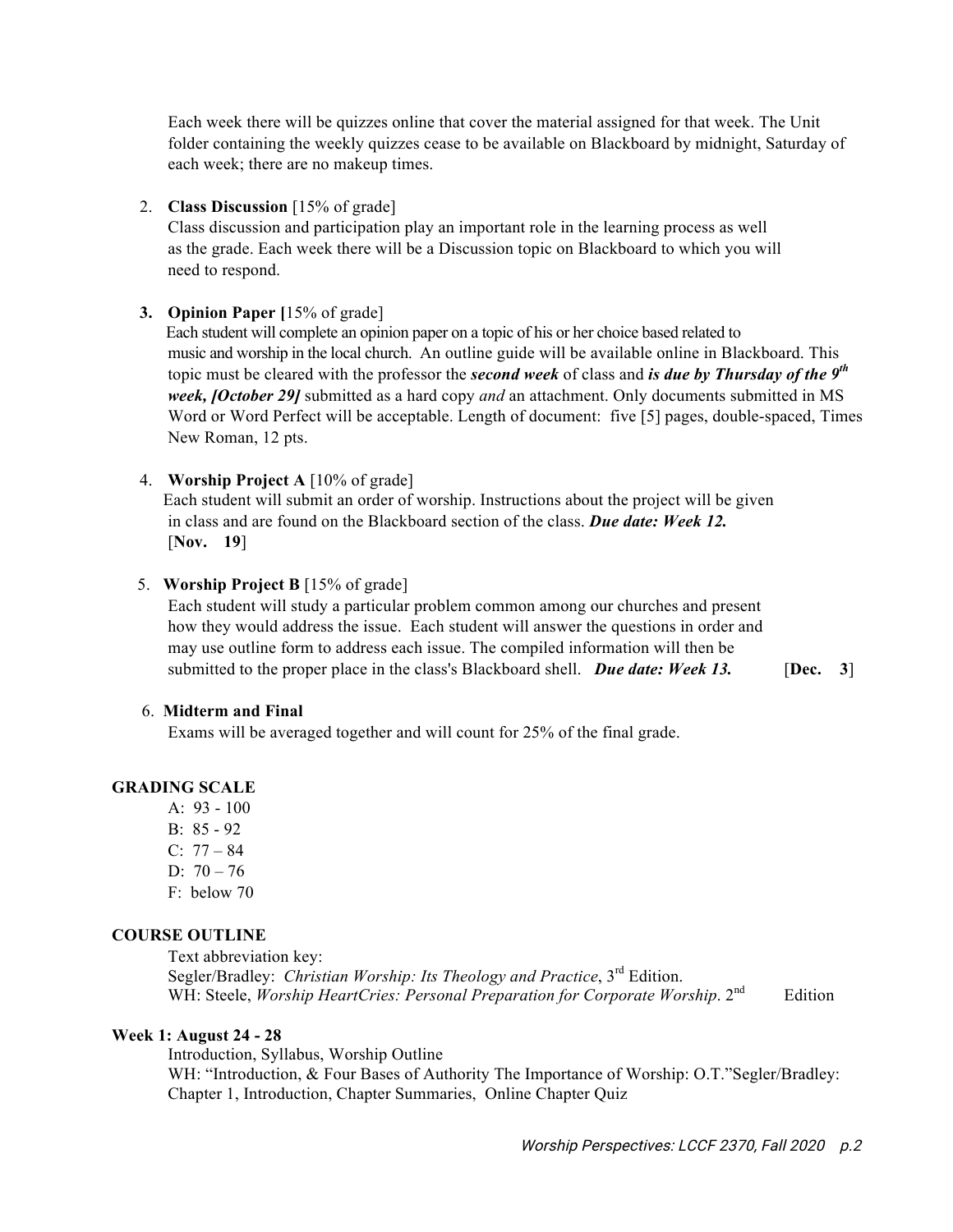Each week there will be quizzes online that cover the material assigned for that week. The Unit folder containing the weekly quizzes cease to be available on Blackboard by midnight, Saturday of each week; there are no makeup times.

2. **Class Discussion** [15% of grade]
   Class discussion and participation play an important role in the learning process as well as the grade. Each week there will be a Discussion topic on Blackboard to which you will need to respond.

3. **Opinion Paper [**15% of grade]
   Each student will complete an opinion paper on a topic of his or her choice based related to music and worship in the local church. An outline guide will be available online in Blackboard. This topic must be cleared with the professor the ***second week*** of class and ***is due by Thursday of the 9th week, [October 29]*** submitted as a hard copy *and* an attachment. Only documents submitted in MS Word or Word Perfect will be acceptable. Length of document: five [5] pages, double-spaced, Times New Roman, 12 pts.

4. **Worship Project A** [10% of grade]
   Each student will submit an order of worship. Instructions about the project will be given in class and are found on the Blackboard section of the class. ***Due date: Week 12.*** [**Nov. 19**]

5. **Worship Project B** [15% of grade]
   Each student will study a particular problem common among our churches and present how they would address the issue. Each student will answer the questions in order and may use outline form to address each issue. The compiled information will then be submitted to the proper place in the class's Blackboard shell. ***Due date: Week 13.*** [**Dec. 3**]

6. **Midterm and Final**
   Exams will be averaged together and will count for 25% of the final grade.

**GRADING SCALE**

- A: 93 - 100
- B: 85 - 92
- C: 77 – 84
- D: 70 – 76
- F: below 70

**COURSE OUTLINE**

Text abbreviation key:
Segler/Bradley: *Christian Worship: Its Theology and Practice*, 3rd Edition.
WH: Steele, *Worship HeartCries: Personal Preparation for Corporate Worship*. 2nd Edition

**Week 1: August 24 - 28**

Introduction, Syllabus, Worship Outline
WH: "Introduction, & Four Bases of Authority The Importance of Worship: O.T."Segler/Bradley: Chapter 1, Introduction, Chapter Summaries, Online Chapter Quiz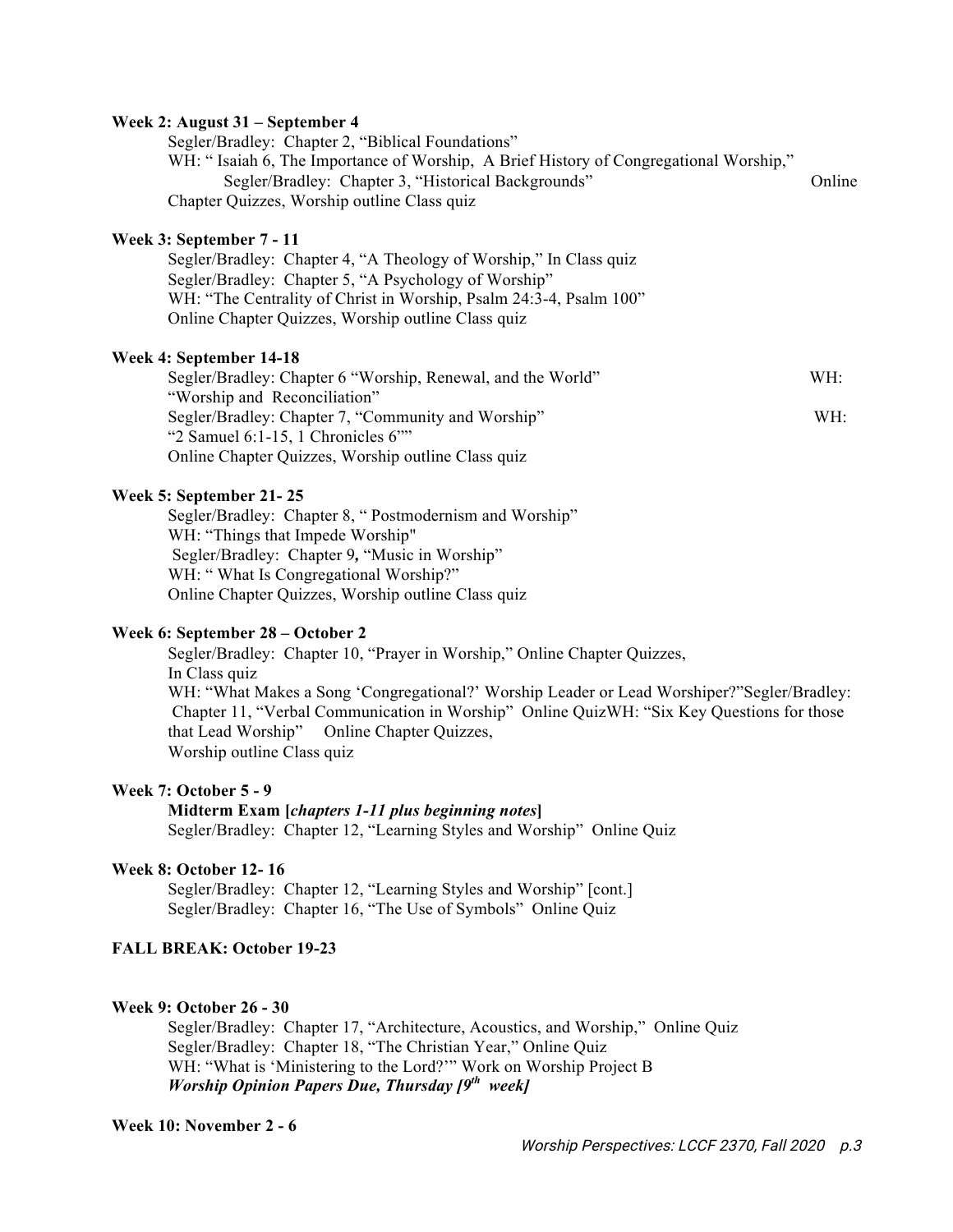**Week 2: August 31 – September 4**

Segler/Bradley: Chapter 2, "Biblical Foundations"
WH: " Isaiah 6, The Importance of Worship, A Brief History of Congregational Worship,"
Segler/Bradley: Chapter 3, "Historical Backgrounds" Online
Chapter Quizzes, Worship outline Class quiz

**Week 3: September 7 - 11**

Segler/Bradley: Chapter 4, "A Theology of Worship," In Class quiz
Segler/Bradley: Chapter 5, "A Psychology of Worship"
WH: "The Centrality of Christ in Worship, Psalm 24:3-4, Psalm 100"
Online Chapter Quizzes, Worship outline Class quiz

**Week 4: September 14-18**

Segler/Bradley: Chapter 6 "Worship, Renewal, and the World" WH: "Worship and Reconciliation"
Segler/Bradley: Chapter 7, "Community and Worship" WH: "2 Samuel 6:1-15, 1 Chronicles 6""
Online Chapter Quizzes, Worship outline Class quiz

**Week 5: September 21- 25**

Segler/Bradley: Chapter 8, " Postmodernism and Worship"
WH: "Things that Impede Worship"
Segler/Bradley: Chapter 9**,** "Music in Worship"
WH: " What Is Congregational Worship?"
Online Chapter Quizzes, Worship outline Class quiz

**Week 6: September 28 – October 2**

Segler/Bradley: Chapter 10, "Prayer in Worship," Online Chapter Quizzes, In Class quiz
WH: "What Makes a Song 'Congregational?' Worship Leader or Lead Worshiper?"Segler/Bradley: Chapter 11, "Verbal Communication in Worship" Online QuizWH: "Six Key Questions for those that Lead Worship" Online Chapter Quizzes,
Worship outline Class quiz

**Week 7: October 5 - 9**

**Midterm Exam [*chapters 1-11 plus beginning notes*]**
Segler/Bradley: Chapter 12, "Learning Styles and Worship" Online Quiz

**Week 8: October 12- 16**

Segler/Bradley: Chapter 12, "Learning Styles and Worship" [cont.]
Segler/Bradley: Chapter 16, "The Use of Symbols" Online Quiz

**FALL BREAK: October 19-23**

**Week 9: October 26 - 30**

Segler/Bradley: Chapter 17, "Architecture, Acoustics, and Worship," Online Quiz
Segler/Bradley: Chapter 18, "The Christian Year," Online Quiz
WH: "What is 'Ministering to the Lord?'" Work on Worship Project B
***Worship Opinion Papers Due, Thursday [9th week]***

**Week 10: November 2 - 6**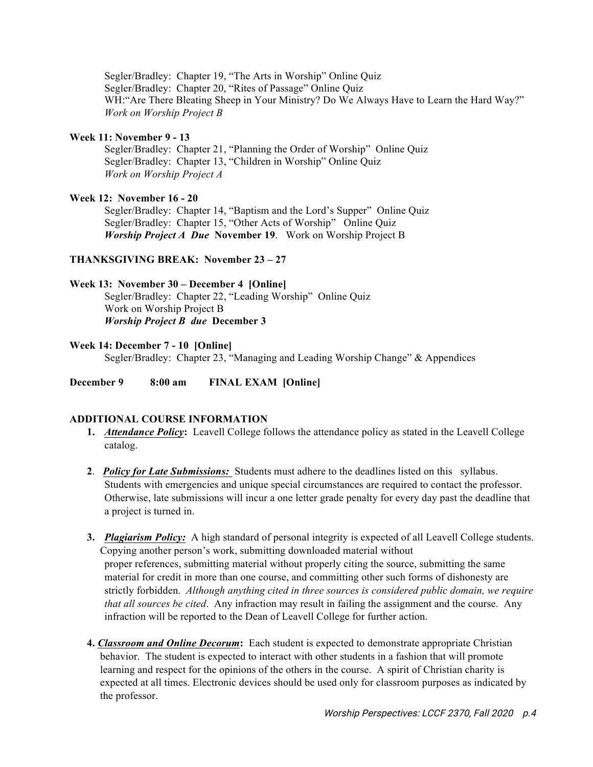Segler/Bradley: Chapter 19, "The Arts in Worship" Online Quiz
Segler/Bradley: Chapter 20, "Rites of Passage" Online Quiz
WH:"Are There Bleating Sheep in Your Ministry? Do We Always Have to Learn the Hard Way?"
*Work on Worship Project B*

**Week 11: November 9 - 13**

Segler/Bradley: Chapter 21, "Planning the Order of Worship" Online Quiz
Segler/Bradley: Chapter 13, "Children in Worship" Online Quiz
*Work on Worship Project A*

**Week 12: November 16 - 20**

Segler/Bradley: Chapter 14, "Baptism and the Lord's Supper" Online Quiz
Segler/Bradley: Chapter 15, "Other Acts of Worship" Online Quiz
***Worship Project A Due*** **November 19**. Work on Worship Project B

**THANKSGIVING BREAK: November 23 – 27**

**Week 13: November 30 – December 4 [Online]**

Segler/Bradley: Chapter 22, "Leading Worship" Online Quiz
Work on Worship Project B
***Worship Project B due*** **December 3**

**Week 14: December 7 - 10 [Online]**

Segler/Bradley: Chapter 23, "Managing and Leading Worship Change" & Appendices

**December 9 8:00 am FINAL EXAM [Online]**

## ADDITIONAL COURSE INFORMATION

1. ***Attendance Policy*:** Leavell College follows the attendance policy as stated in the Leavell College catalog.

2. ***Policy for Late Submissions:*** Students must adhere to the deadlines listed on this syllabus. Students with emergencies and unique special circumstances are required to contact the professor. Otherwise, late submissions will incur a one letter grade penalty for every day past the deadline that a project is turned in.

3. ***Plagiarism Policy:*** A high standard of personal integrity is expected of all Leavell College students. Copying another person's work, submitting downloaded material without proper references, submitting material without properly citing the source, submitting the same material for credit in more than one course, and committing other such forms of dishonesty are strictly forbidden. *Although anything cited in three sources is considered public domain, we require that all sources be cited*. Any infraction may result in failing the assignment and the course. Any infraction will be reported to the Dean of Leavell College for further action.

4. ***Classroom and Online Decorum*:** Each student is expected to demonstrate appropriate Christian behavior. The student is expected to interact with other students in a fashion that will promote learning and respect for the opinions of the others in the course. A spirit of Christian charity is expected at all times. Electronic devices should be used only for classroom purposes as indicated by the professor.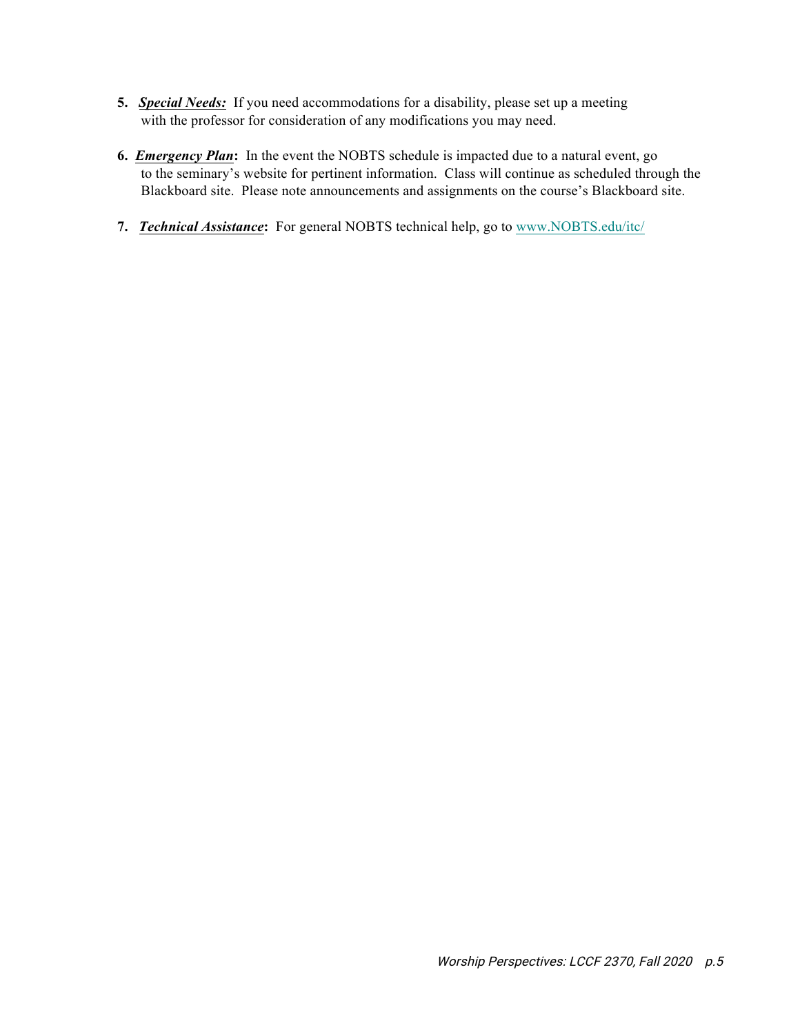5. ***Special Needs:*** If you need accommodations for a disability, please set up a meeting with the professor for consideration of any modifications you may need.

6. ***Emergency Plan*:** In the event the NOBTS schedule is impacted due to a natural event, go to the seminary's website for pertinent information. Class will continue as scheduled through the Blackboard site. Please note announcements and assignments on the course's Blackboard site.

7. ***Technical Assistance*:** For general NOBTS technical help, go to www.NOBTS.edu/itc/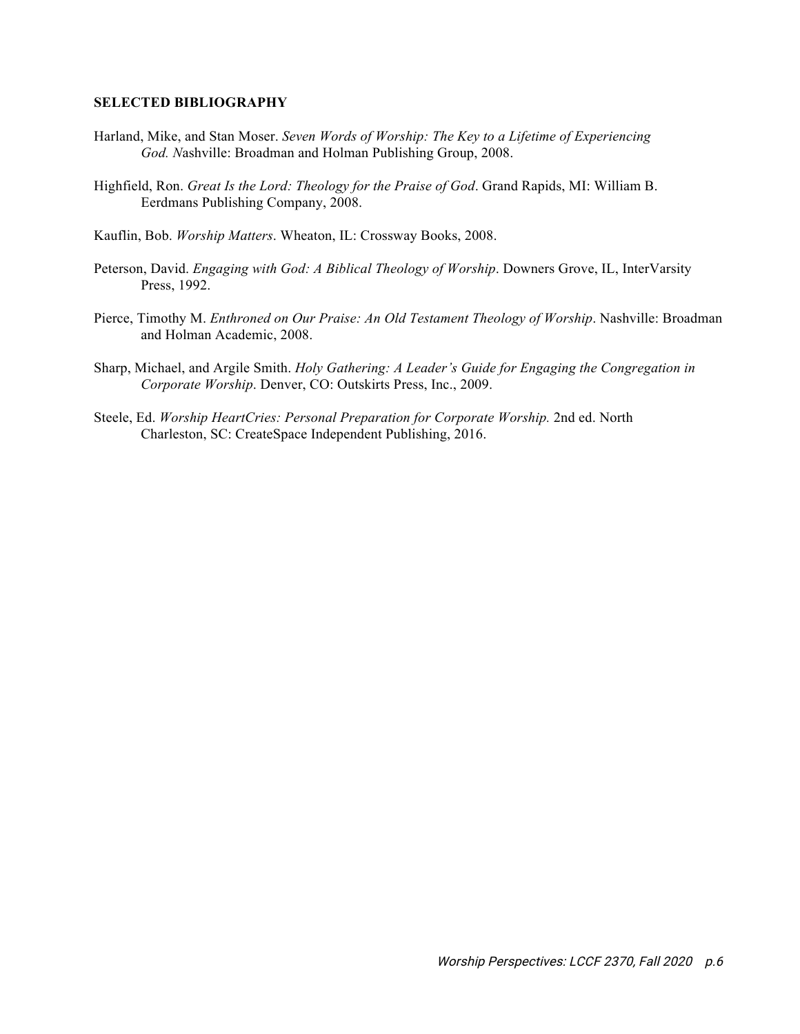**SELECTED BIBLIOGRAPHY**

Harland, Mike, and Stan Moser. *Seven Words of Worship: The Key to a Lifetime of Experiencing God. N*ashville: Broadman and Holman Publishing Group, 2008.

Highfield, Ron. *Great Is the Lord: Theology for the Praise of God*. Grand Rapids, MI: William B. Eerdmans Publishing Company, 2008.

Kauflin, Bob. *Worship Matters*. Wheaton, IL: Crossway Books, 2008.

Peterson, David. *Engaging with God: A Biblical Theology of Worship*. Downers Grove, IL, InterVarsity Press, 1992.

Pierce, Timothy M. *Enthroned on Our Praise: An Old Testament Theology of Worship*. Nashville: Broadman and Holman Academic, 2008.

Sharp, Michael, and Argile Smith. *Holy Gathering: A Leader's Guide for Engaging the Congregation in Corporate Worship*. Denver, CO: Outskirts Press, Inc., 2009.

Steele, Ed. *Worship HeartCries: Personal Preparation for Corporate Worship.* 2nd ed. North Charleston, SC: CreateSpace Independent Publishing, 2016.